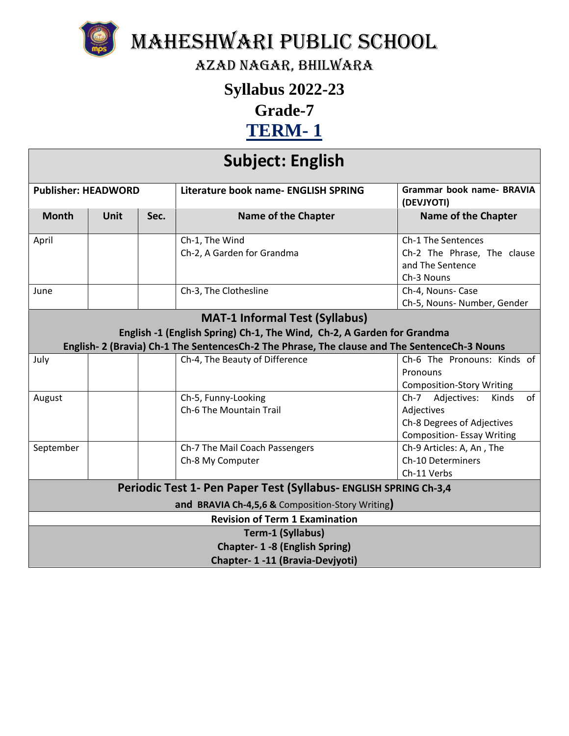# MAHESHWARI PUBLIC SCHOOL

## AZAD NAGAR, BHILWARA

## Syllabus 2022-23

## Grade-7

## TERM- 1

| Subject: English | | | | |
|---|---|---|---|---|
| **Publisher: HEADWORD** | | | **Literature book name- ENGLISH SPRING** | **Grammar book name- BRAVIA (DEVJYOTI)** |
| **Month** | **Unit** | **Sec.** | **Name of the Chapter** | **Name of the Chapter** |
| April | | | Ch-1, The Wind<br>Ch-2, A Garden for Grandma | Ch-1 The Sentences<br>Ch-2 The Phrase, The clause and The Sentence<br>Ch-3 Nouns |
| June | | | Ch-3, The Clothesline | Ch-4, Nouns- Case<br>Ch-5, Nouns- Number, Gender |
| **MAT-1 Informal Test (Syllabus)**<br>**English -1 (English Spring) Ch-1, The Wind, Ch-2, A Garden for Grandma**<br>**English- 2 (Bravia) Ch-1 The SentencesCh-2 The Phrase, The clause and The SentenceCh-3 Nouns** | | | | |
| July | | | Ch-4, The Beauty of Difference | Ch-6 The Pronouns: Kinds of Pronouns<br>Composition-Story Writing |
| August | | | Ch-5, Funny-Looking<br>Ch-6 The Mountain Trail | Ch-7 Adjectives: Kinds of Adjectives<br>Ch-8 Degrees of Adjectives<br>Composition- Essay Writing |
| September | | | Ch-7 The Mail Coach Passengers<br>Ch-8 My Computer | Ch-9 Articles: A, An , The<br>Ch-10 Determiners<br>Ch-11 Verbs |
| **Periodic Test 1- Pen Paper Test (Syllabus- ENGLISH SPRING Ch-3,4 and BRAVIA Ch-4,5,6 &** Composition-Story Writing**)** | | | | |
| **Revision of Term 1 Examination** | | | | |
| **Term-1 (Syllabus)**<br>**Chapter- 1 -8 (English Spring)**<br>**Chapter- 1 -11 (Bravia-Devjyoti)** | | | | |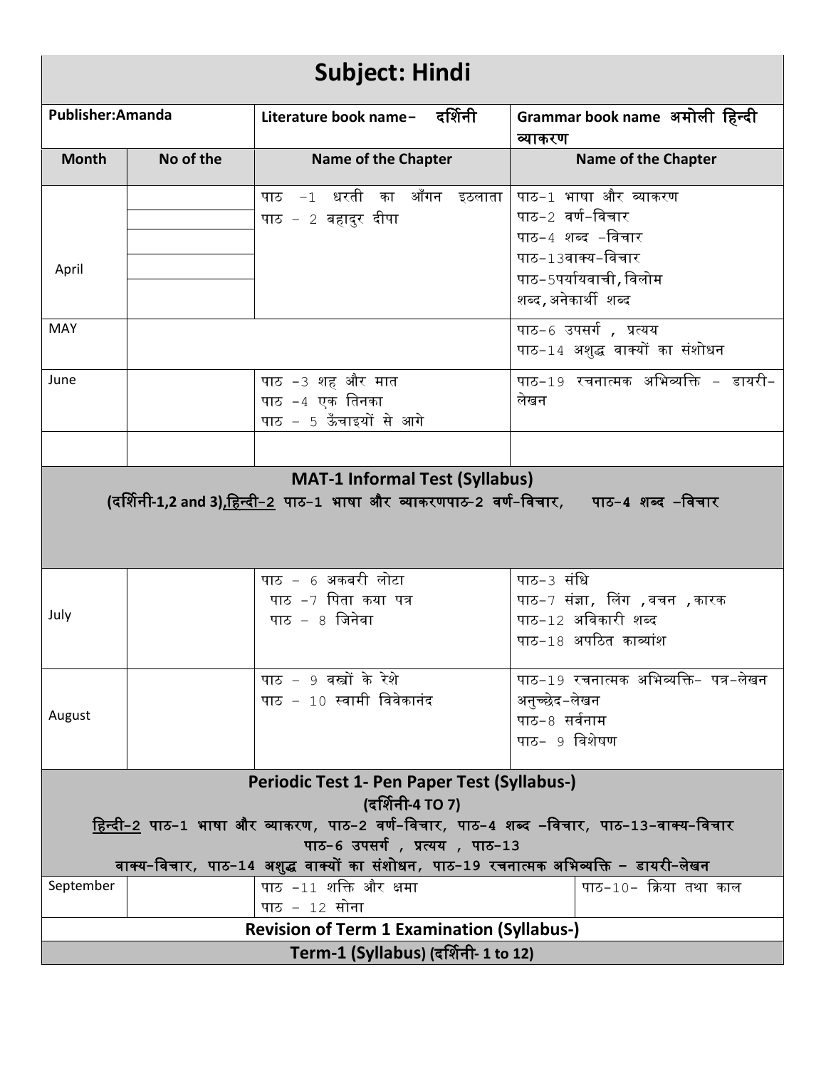# Subject: Hindi

| Publisher:Amanda | | Literature book name– दर्शिनी | Grammar book name अमोली हिन्दी व्याकरण |
|---|---|---|---|
| **Month** | **No of the** | **Name of the Chapter** | **Name of the Chapter** |
| April | | पाठ –1 धरती का आँगन इठलाता<br>पाठ – 2 बहादुर दीपा | पाठ–1 भाषा और व्याकरण<br>पाठ–2 वर्ण–विचार<br>पाठ–4 शब्द –विचार<br>पाठ–13वाक्य–विचार<br>पाठ–5पर्यायवाची, विलोम शब्द, अनेकार्थी शब्द |
| MAY | | | पाठ–6 उपसर्ग , प्रत्यय<br>पाठ–14 अशुद्ध वाक्यों का संशोधन |
| June | | पाठ –3 शह और मात<br>पाठ –4 एक तिनका<br>पाठ – 5 ऊँचाइयों से आगे | पाठ–19 रचनात्मक अभिव्यक्ति – डायरी–लेखन |
| | | | |
| **MAT-1 Informal Test (Syllabus)**<br>**(दर्शिनी-1,2 and 3),हिन्दी–2 पाठ–1 भाषा और व्याकरणपाठ-2 वर्ण–विचार, पाठ–4 शब्द –विचार** | | | |
| July | | पाठ – 6 अकबरी लोटा<br>पाठ –7 पिता कया पत्र<br>पाठ – 8 जिनेवा | पाठ–3 संधि<br>पाठ–7 संज्ञा, लिंग ,वचन ,कारक<br>पाठ–12 अविकारी शब्द<br>पाठ–18 अपठित काव्यांश |
| August | | पाठ – 9 वस्त्रों के रेशे<br>पाठ – 10 स्वामी विवेकानंद | पाठ–19 रचनात्मक अभिव्यक्ति- पत्र–लेखन अनुच्छेद–लेखन<br>पाठ–8 सर्वनाम<br>पाठ– 9 विशेषण |
| **Periodic Test 1- Pen Paper Test (Syllabus-)**<br>**(दर्शिनी-4 TO 7)**<br>**हिन्दी–2 पाठ–1 भाषा और व्याकरण, पाठ–2 वर्ण–विचार, पाठ–4 शब्द –विचार, पाठ–13–वाक्य–विचार पाठ–6 उपसर्ग , प्रत्यय , पाठ–13 वाक्य–विचार, पाठ–14 अशुद्ध वाक्यों का संशोधन, पाठ–19 रचनात्मक अभिव्यक्ति – डायरी–लेखन** | | | |
| September | | पाठ –11 शक्ति और क्षमा<br>पाठ – 12 सोना | पाठ–10– क्रिया तथा काल |
| **Revision of Term 1 Examination (Syllabus-)** | | | |
| **Term-1 (Syllabus) (दर्शिनी- 1 to 12)** | | | |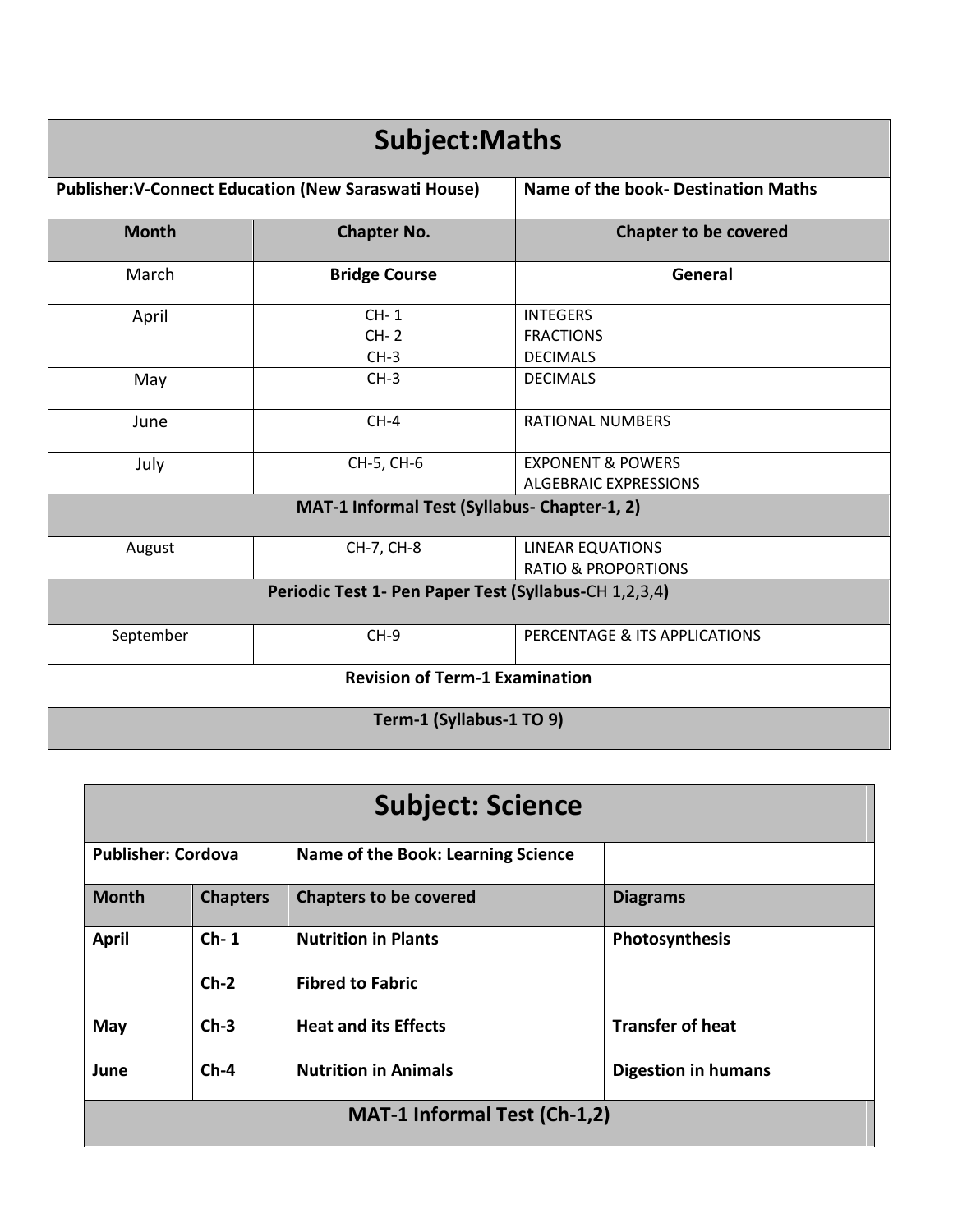## Subject:Maths

| Publisher:V-Connect Education (New Saraswati House) | | Name of the book- Destination Maths |
|---|---|---|
| **Month** | **Chapter No.** | **Chapter to be covered** |
| March | **Bridge Course** | **General** |
| April | CH- 1<br>CH- 2<br>CH-3 | INTEGERS<br>FRACTIONS<br>DECIMALS |
| May | CH-3 | DECIMALS |
| June | CH-4 | RATIONAL NUMBERS |
| July | CH-5, CH-6 | EXPONENT & POWERS<br>ALGEBRAIC EXPRESSIONS |
| **MAT-1 Informal Test (Syllabus- Chapter-1, 2)** | | |
| August | CH-7, CH-8 | LINEAR EQUATIONS<br>RATIO & PROPORTIONS |
| **Periodic Test 1- Pen Paper Test (Syllabus-**CH 1,2,3,4**)** | | |
| September | CH-9 | PERCENTAGE & ITS APPLICATIONS |
| **Revision of Term-1 Examination** | | |
| **Term-1 (Syllabus-1 TO 9)** | | |

## Subject: Science

| **Publisher: Cordova** | | **Name of the Book: Learning Science** | |
|---|---|---|---|
| **Month** | **Chapters** | **Chapters to be covered** | **Diagrams** |
| **April** | **Ch- 1** | **Nutrition in Plants** | **Photosynthesis** |
| | **Ch-2** | **Fibred to Fabric** | |
| **May** | **Ch-3** | **Heat and its Effects** | **Transfer of heat** |
| **June** | **Ch-4** | **Nutrition in Animals** | **Digestion in humans** |
| **MAT-1 Informal Test (Ch-1,2)** | | | |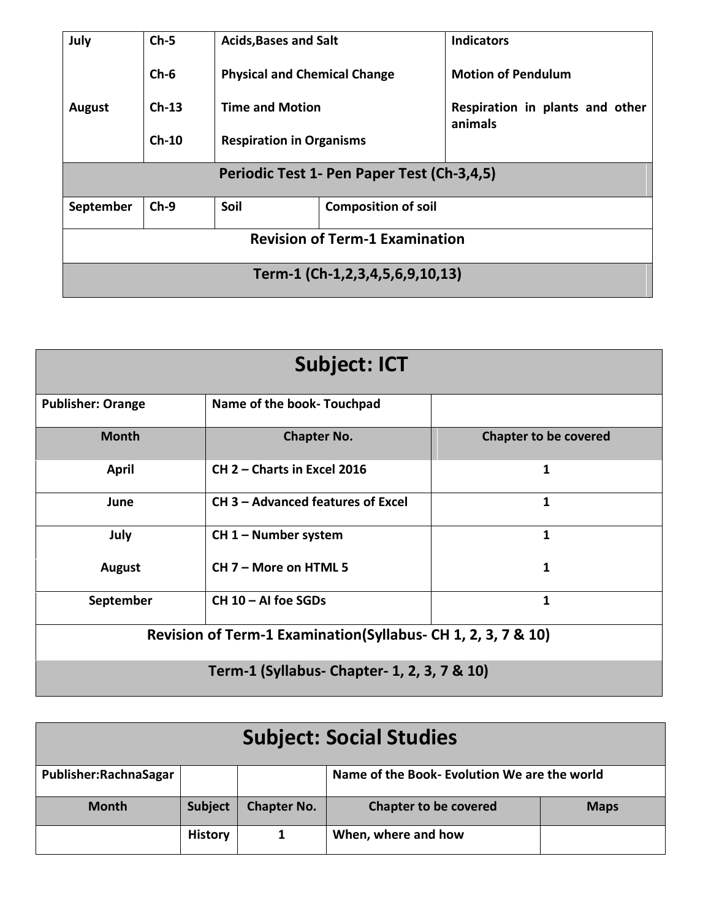| July | Ch-5 | Acids,Bases and Salt | Indicators |
|---|---|---|---|
| | Ch-6 | Physical and Chemical Change | Motion of Pendulum |
| August | Ch-13 | Time and Motion | Respiration in plants and other animals |
| | Ch-10 | Respiration in Organisms | |
| **Periodic Test 1- Pen Paper Test (Ch-3,4,5)** | | | |
| September | Ch-9 | Soil | Composition of soil |
| **Revision of Term-1 Examination** | | | |
| **Term-1 (Ch-1,2,3,4,5,6,9,10,13)** | | | |

## Subject: ICT

| Publisher: Orange | Name of the book- Touchpad | |
|---|---|---|
| **Month** | **Chapter No.** | **Chapter to be covered** |
| April | CH 2 – Charts in Excel 2016 | 1 |
| June | CH 3 – Advanced features of Excel | 1 |
| July | CH 1 – Number system | 1 |
| August | CH 7 – More on HTML 5 | 1 |
| September | CH 10 – AI foe SGDs | 1 |
| **Revision of Term-1 Examination(Syllabus- CH 1, 2, 3, 7 & 10)** | | |
| **Term-1 (Syllabus- Chapter- 1, 2, 3, 7 & 10)** | | |

## Subject: Social Studies

| Publisher:RachnaSagar | | | Name of the Book- Evolution We are the world | |
|---|---|---|---|---|
| **Month** | **Subject** | **Chapter No.** | **Chapter to be covered** | **Maps** |
| | History | 1 | When, where and how | |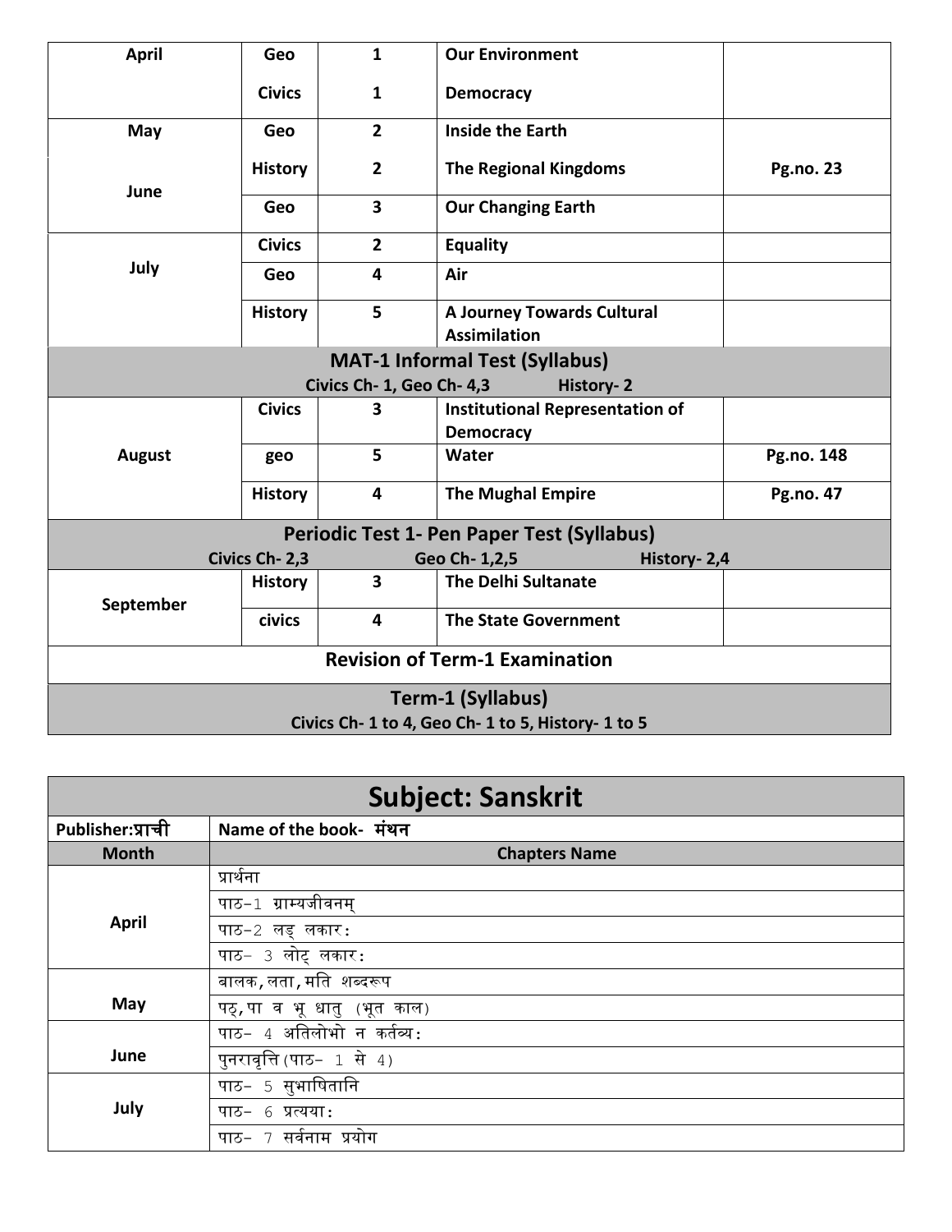| April | Geo | 1 | Our Environment | |
|---|---|---|---|---|
| | Civics | 1 | Democracy | |
| May | Geo | 2 | Inside the Earth | |
| June | History | 2 | The Regional Kingdoms | Pg.no. 23 |
| | Geo | 3 | Our Changing Earth | |
| July | Civics | 2 | Equality | |
| | Geo | 4 | Air | |
| | History | 5 | A Journey Towards Cultural Assimilation | |
| **MAT-1 Informal Test (Syllabus)** Civics Ch- 1, Geo Ch- 4,3 History- 2 | | | | |
| August | Civics | 3 | Institutional Representation of Democracy | |
| | geo | 5 | Water | Pg.no. 148 |
| | History | 4 | The Mughal Empire | Pg.no. 47 |
| **Periodic Test 1- Pen Paper Test (Syllabus)** Civics Ch- 2,3 Geo Ch- 1,2,5 History- 2,4 | | | | |
| September | History | 3 | The Delhi Sultanate | |
| | civics | 4 | The State Government | |
| **Revision of Term-1 Examination** | | | | |
| **Term-1 (Syllabus)** Civics Ch- 1 to 4, Geo Ch- 1 to 5, History- 1 to 5 | | | | |

# Subject: Sanskrit

| Publisher:प्राची | Name of the book- मंथन |
|---|---|
| **Month** | **Chapters Name** |
| April | प्रार्थना |
| | पाठ-1 ग्राम्यजीवनम् |
| | पाठ-2 लङ् लकार: |
| | पाठ- 3 लोट् लकार: |
| May | बालक, लता, मति शब्दरूप |
| | पठ्, पा व भू धातु (भूत काल) |
| June | पाठ- 4 अतिलोभो न कर्तव्य: |
| | पुनरावृत्ति (पाठ- 1 से 4) |
| July | पाठ- 5 सुभाषितानि |
| | पाठ- 6 प्रत्यया: |
| | पाठ- 7 सर्वनाम प्रयोग |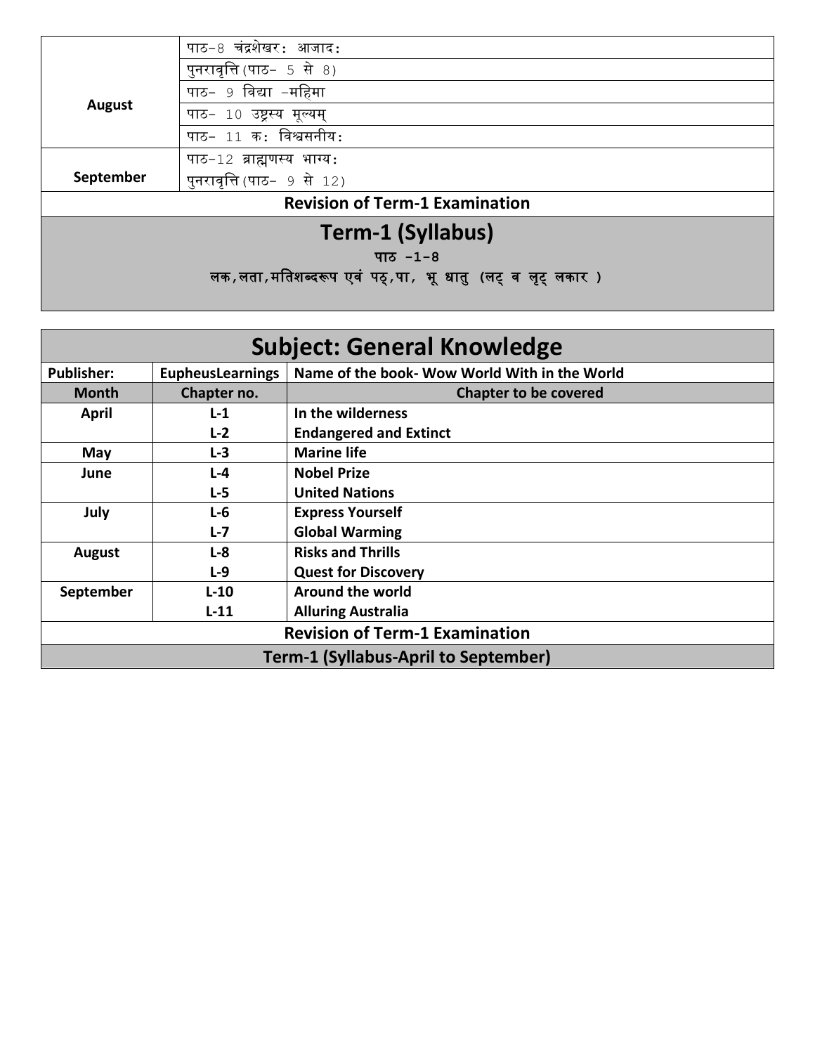| | |
|---|---|
| August | पाठ-8 चंद्रशेखरः आजादः |
| | पुनरावृत्ति (पाठ- 5 से 8) |
| | पाठ- 9 विद्या -महिमा |
| | पाठ- 10 उष्ट्रस्य मूल्यम् |
| | पाठ- 11 कः विश्वसनीयः |
| September | पाठ-12 ब्राह्मणस्य भाग्यः |
| | पुनरावृत्ति (पाठ- 9 से 12) |
| **Revision of Term-1 Examination** | |

## Term-1 (Syllabus)

पाठ -1-8

लक, लता, मतिशब्दरूप एवं पठ्, पा, भू धातु (लट् व लृट् लकार )

## Subject: General Knowledge

| Publisher: | EupheusLearnings | Name of the book- Wow World With in the World |
|---|---|---|
| **Month** | **Chapter no.** | **Chapter to be covered** |
| April | L-1 | In the wilderness |
| | L-2 | Endangered and Extinct |
| May | L-3 | Marine life |
| June | L-4 | Nobel Prize |
| | L-5 | United Nations |
| July | L-6 | Express Yourself |
| | L-7 | Global Warming |
| August | L-8 | Risks and Thrills |
| | L-9 | Quest for Discovery |
| September | L-10 | Around the world |
| | L-11 | Alluring Australia |
| **Revision of Term-1 Examination** | | |
| **Term-1 (Syllabus-April to September)** | | |